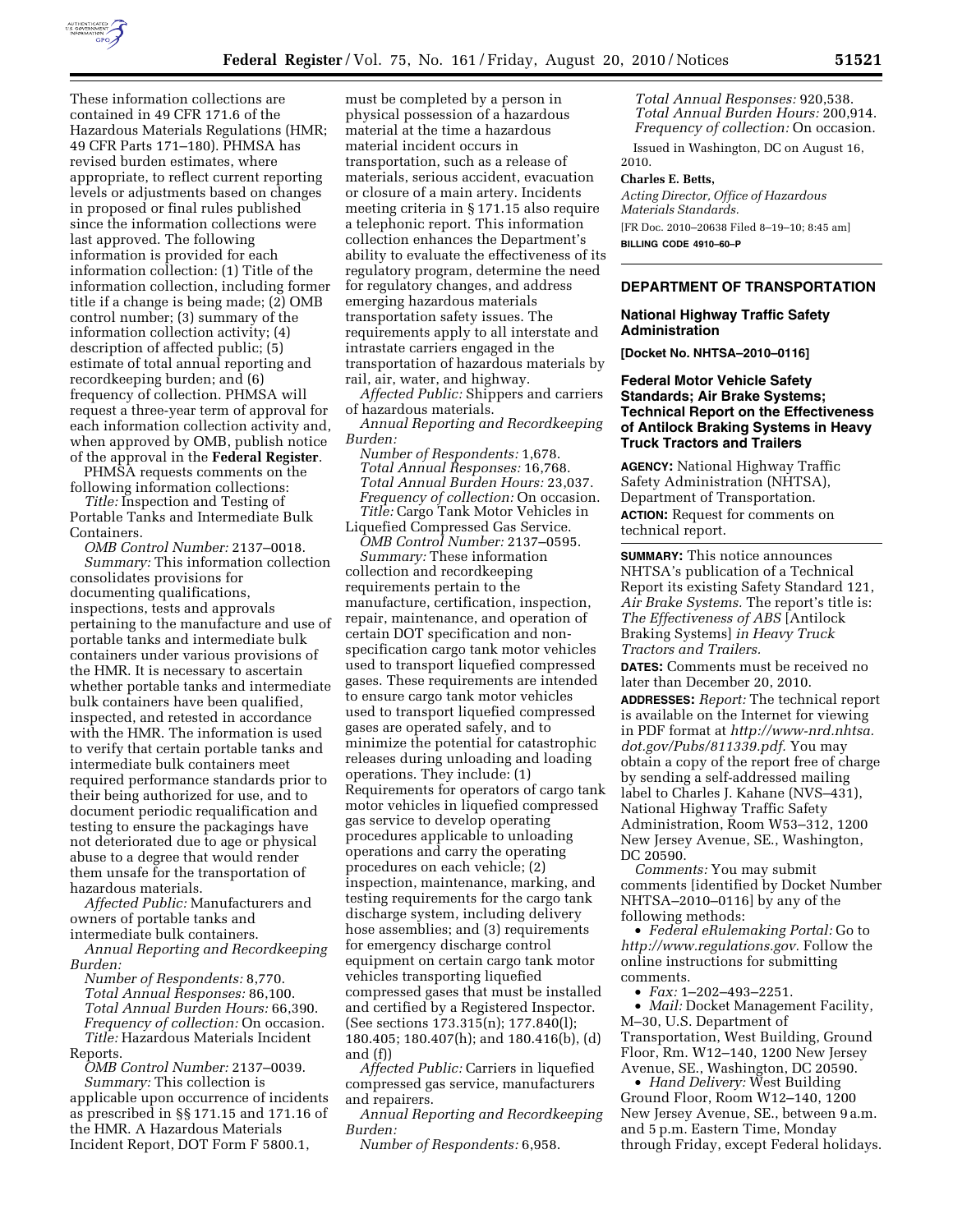These information collections are contained in 49 CFR 171.6 of the Hazardous Materials Regulations (HMR; 49 CFR Parts 171–180). PHMSA has revised burden estimates, where appropriate, to reflect current reporting levels or adjustments based on changes in proposed or final rules published since the information collections were last approved. The following information is provided for each information collection: (1) Title of the information collection, including former title if a change is being made; (2) OMB control number; (3) summary of the information collection activity; (4) description of affected public; (5) estimate of total annual reporting and recordkeeping burden; and (6) frequency of collection. PHMSA will request a three-year term of approval for each information collection activity and, when approved by OMB, publish notice of the approval in the **Federal Register**.

PHMSA requests comments on the following information collections:

*Title:* Inspection and Testing of Portable Tanks and Intermediate Bulk Containers.

*OMB Control Number:* 2137–0018.

*Summary:* This information collection consolidates provisions for documenting qualifications, inspections, tests and approvals pertaining to the manufacture and use of portable tanks and intermediate bulk containers under various provisions of the HMR. It is necessary to ascertain whether portable tanks and intermediate bulk containers have been qualified, inspected, and retested in accordance with the HMR. The information is used to verify that certain portable tanks and intermediate bulk containers meet required performance standards prior to their being authorized for use, and to document periodic requalification and testing to ensure the packagings have not deteriorated due to age or physical abuse to a degree that would render them unsafe for the transportation of hazardous materials.

*Affected Public:* Manufacturers and owners of portable tanks and intermediate bulk containers.

*Annual Reporting and Recordkeeping Burden:*

*Number of Respondents:* 8,770.
*Total Annual Responses:* 86,100.
*Total Annual Burden Hours:* 66,390.
*Frequency of collection:* On occasion.

*Title:* Hazardous Materials Incident Reports.

*OMB Control Number:* 2137–0039.

*Summary:* This collection is applicable upon occurrence of incidents as prescribed in §§ 171.15 and 171.16 of the HMR. A Hazardous Materials Incident Report, DOT Form F 5800.1, must be completed by a person in physical possession of a hazardous material at the time a hazardous material incident occurs in transportation, such as a release of materials, serious accident, evacuation or closure of a main artery. Incidents meeting criteria in § 171.15 also require a telephonic report. This information collection enhances the Department's ability to evaluate the effectiveness of its regulatory program, determine the need for regulatory changes, and address emerging hazardous materials transportation safety issues. The requirements apply to all interstate and intrastate carriers engaged in the transportation of hazardous materials by rail, air, water, and highway.

*Affected Public:* Shippers and carriers of hazardous materials.

*Annual Reporting and Recordkeeping Burden:*

*Number of Respondents:* 1,678.
*Total Annual Responses:* 16,768.
*Total Annual Burden Hours:* 23,037.
*Frequency of collection:* On occasion.

*Title:* Cargo Tank Motor Vehicles in Liquefied Compressed Gas Service.

*OMB Control Number:* 2137–0595.

*Summary:* These information collection and recordkeeping requirements pertain to the manufacture, certification, inspection, repair, maintenance, and operation of certain DOT specification and non-specification cargo tank motor vehicles used to transport liquefied compressed gases. These requirements are intended to ensure cargo tank motor vehicles used to transport liquefied compressed gases are operated safely, and to minimize the potential for catastrophic releases during unloading and loading operations. They include: (1) Requirements for operators of cargo tank motor vehicles in liquefied compressed gas service to develop operating procedures applicable to unloading operations and carry the operating procedures on each vehicle; (2) inspection, maintenance, marking, and testing requirements for the cargo tank discharge system, including delivery hose assemblies; and (3) requirements for emergency discharge control equipment on certain cargo tank motor vehicles transporting liquefied compressed gases that must be installed and certified by a Registered Inspector. (See sections 173.315(n); 177.840(l); 180.405; 180.407(h); and 180.416(b), (d) and (f))

*Affected Public:* Carriers in liquefied compressed gas service, manufacturers and repairers.

*Annual Reporting and Recordkeeping Burden:*

*Number of Respondents:* 6,958.
*Total Annual Responses:* 920,538.
*Total Annual Burden Hours:* 200,914.
*Frequency of collection:* On occasion.

Issued in Washington, DC on August 16, 2010.

**Charles E. Betts,**
*Acting Director, Office of Hazardous Materials Standards.*

[FR Doc. 2010–20638 Filed 8–19–10; 8:45 am]

**BILLING CODE 4910–60–P**

## DEPARTMENT OF TRANSPORTATION

### National Highway Traffic Safety Administration

**[Docket No. NHTSA–2010–0116]**

### Federal Motor Vehicle Safety Standards; Air Brake Systems; Technical Report on the Effectiveness of Antilock Braking Systems in Heavy Truck Tractors and Trailers

**AGENCY:** National Highway Traffic Safety Administration (NHTSA), Department of Transportation.

**ACTION:** Request for comments on technical report.

**SUMMARY:** This notice announces NHTSA's publication of a Technical Report its existing Safety Standard 121, *Air Brake Systems.* The report's title is: *The Effectiveness of ABS* [Antilock Braking Systems] *in Heavy Truck Tractors and Trailers.*

**DATES:** Comments must be received no later than December 20, 2010.

**ADDRESSES:** *Report:* The technical report is available on the Internet for viewing in PDF format at *http://www-nrd.nhtsa.dot.gov/Pubs/811339.pdf.* You may obtain a copy of the report free of charge by sending a self-addressed mailing label to Charles J. Kahane (NVS–431), National Highway Traffic Safety Administration, Room W53–312, 1200 New Jersey Avenue, SE., Washington, DC 20590.

*Comments:* You may submit comments [identified by Docket Number NHTSA–2010–0116] by any of the following methods:

- *Federal eRulemaking Portal:* Go to *http://www.regulations.gov.* Follow the online instructions for submitting comments.
- *Fax:* 1–202–493–2251.
- *Mail:* Docket Management Facility, M–30, U.S. Department of Transportation, West Building, Ground Floor, Rm. W12–140, 1200 New Jersey Avenue, SE., Washington, DC 20590.
- *Hand Delivery:* West Building Ground Floor, Room W12–140, 1200 New Jersey Avenue, SE., between 9 a.m. and 5 p.m. Eastern Time, Monday through Friday, except Federal holidays.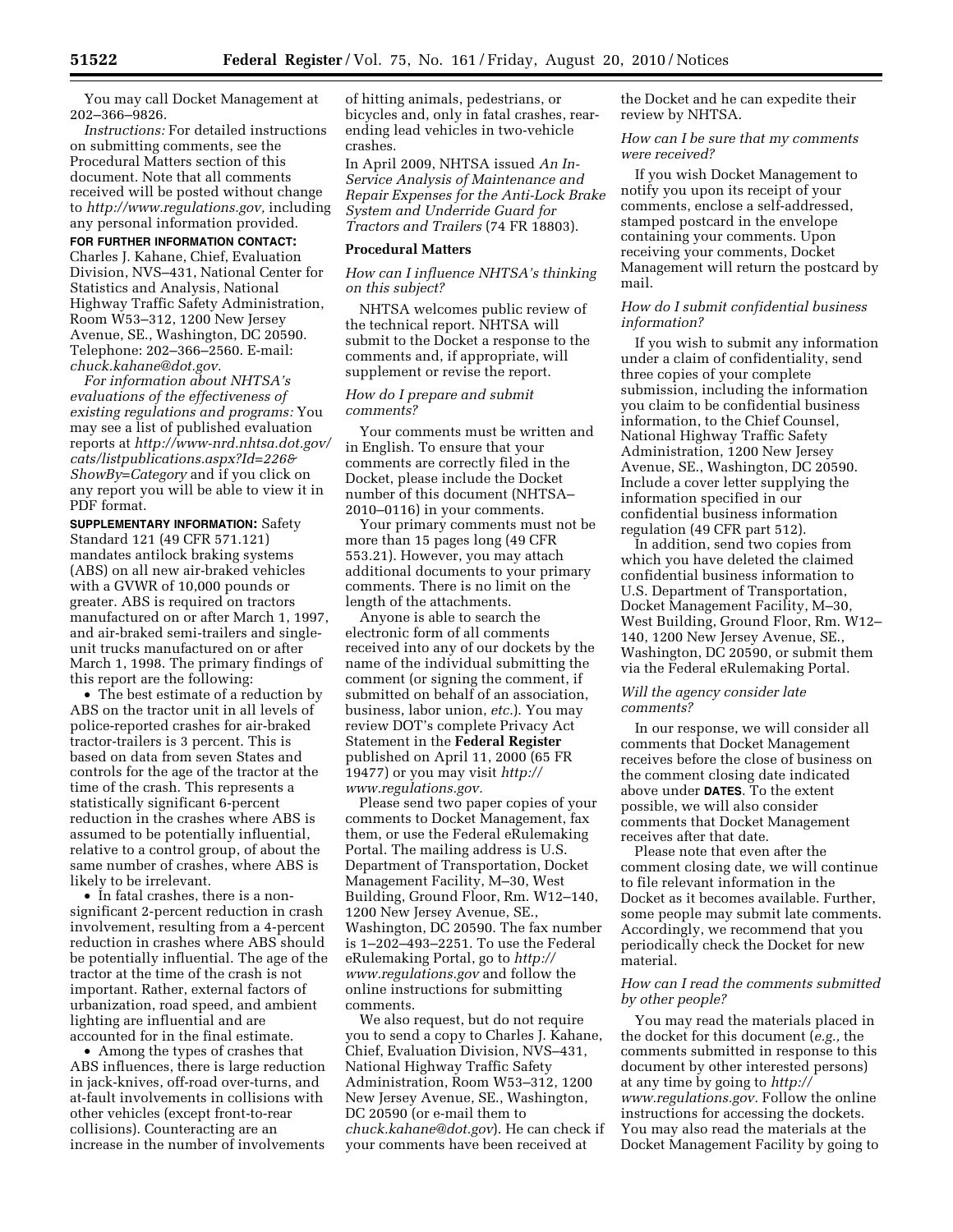You may call Docket Management at 202–366–9826.

*Instructions:* For detailed instructions on submitting comments, see the Procedural Matters section of this document. Note that all comments received will be posted without change to *http://www.regulations.gov,* including any personal information provided.

**FOR FURTHER INFORMATION CONTACT:** Charles J. Kahane, Chief, Evaluation Division, NVS–431, National Center for Statistics and Analysis, National Highway Traffic Safety Administration, Room W53–312, 1200 New Jersey Avenue, SE., Washington, DC 20590. Telephone: 202–366–2560. E-mail: *chuck.kahane@dot.gov.*

*For information about NHTSA's evaluations of the effectiveness of existing regulations and programs:* You may see a list of published evaluation reports at *http://www-nrd.nhtsa.dot.gov/cats/listpublications.aspx?Id=226&ShowBy=Category* and if you click on any report you will be able to view it in PDF format.

**SUPPLEMENTARY INFORMATION:** Safety Standard 121 (49 CFR 571.121) mandates antilock braking systems (ABS) on all new air-braked vehicles with a GVWR of 10,000 pounds or greater. ABS is required on tractors manufactured on or after March 1, 1997, and air-braked semi-trailers and single-unit trucks manufactured on or after March 1, 1998. The primary findings of this report are the following:

- The best estimate of a reduction by ABS on the tractor unit in all levels of police-reported crashes for air-braked tractor-trailers is 3 percent. This is based on data from seven States and controls for the age of the tractor at the time of the crash. This represents a statistically significant 6-percent reduction in the crashes where ABS is assumed to be potentially influential, relative to a control group, of about the same number of crashes, where ABS is likely to be irrelevant.
- In fatal crashes, there is a non-significant 2-percent reduction in crash involvement, resulting from a 4-percent reduction in crashes where ABS should be potentially influential. The age of the tractor at the time of the crash is not important. Rather, external factors of urbanization, road speed, and ambient lighting are influential and are accounted for in the final estimate.
- Among the types of crashes that ABS influences, there is large reduction in jack-knives, off-road over-turns, and at-fault involvements in collisions with other vehicles (except front-to-rear collisions). Counteracting are an increase in the number of involvements of hitting animals, pedestrians, or bicycles and, only in fatal crashes, rear-ending lead vehicles in two-vehicle crashes.

In April 2009, NHTSA issued *An In-Service Analysis of Maintenance and Repair Expenses for the Anti-Lock Brake System and Underride Guard for Tractors and Trailers* (74 FR 18803).

## Procedural Matters

### *How can I influence NHTSA's thinking on this subject?*

NHTSA welcomes public review of the technical report. NHTSA will submit to the Docket a response to the comments and, if appropriate, will supplement or revise the report.

### *How do I prepare and submit comments?*

Your comments must be written and in English. To ensure that your comments are correctly filed in the Docket, please include the Docket number of this document (NHTSA–2010–0116) in your comments.

Your primary comments must not be more than 15 pages long (49 CFR 553.21). However, you may attach additional documents to your primary comments. There is no limit on the length of the attachments.

Anyone is able to search the electronic form of all comments received into any of our dockets by the name of the individual submitting the comment (or signing the comment, if submitted on behalf of an association, business, labor union, *etc.*). You may review DOT's complete Privacy Act Statement in the **Federal Register** published on April 11, 2000 (65 FR 19477) or you may visit *http://www.regulations.gov.*

Please send two paper copies of your comments to Docket Management, fax them, or use the Federal eRulemaking Portal. The mailing address is U.S. Department of Transportation, Docket Management Facility, M–30, West Building, Ground Floor, Rm. W12–140, 1200 New Jersey Avenue, SE., Washington, DC 20590. The fax number is 1–202–493–2251. To use the Federal eRulemaking Portal, go to *http://www.regulations.gov* and follow the online instructions for submitting comments.

We also request, but do not require you to send a copy to Charles J. Kahane, Chief, Evaluation Division, NVS–431, National Highway Traffic Safety Administration, Room W53–312, 1200 New Jersey Avenue, SE., Washington, DC 20590 (or e-mail them to *chuck.kahane@dot.gov*). He can check if your comments have been received at the Docket and he can expedite their review by NHTSA.

### *How can I be sure that my comments were received?*

If you wish Docket Management to notify you upon its receipt of your comments, enclose a self-addressed, stamped postcard in the envelope containing your comments. Upon receiving your comments, Docket Management will return the postcard by mail.

### *How do I submit confidential business information?*

If you wish to submit any information under a claim of confidentiality, send three copies of your complete submission, including the information you claim to be confidential business information, to the Chief Counsel, National Highway Traffic Safety Administration, 1200 New Jersey Avenue, SE., Washington, DC 20590. Include a cover letter supplying the information specified in our confidential business information regulation (49 CFR part 512).

In addition, send two copies from which you have deleted the claimed confidential business information to U.S. Department of Transportation, Docket Management Facility, M–30, West Building, Ground Floor, Rm. W12–140, 1200 New Jersey Avenue, SE., Washington, DC 20590, or submit them via the Federal eRulemaking Portal.

### *Will the agency consider late comments?*

In our response, we will consider all comments that Docket Management receives before the close of business on the comment closing date indicated above under **DATES**. To the extent possible, we will also consider comments that Docket Management receives after that date.

Please note that even after the comment closing date, we will continue to file relevant information in the Docket as it becomes available. Further, some people may submit late comments. Accordingly, we recommend that you periodically check the Docket for new material.

### *How can I read the comments submitted by other people?*

You may read the materials placed in the docket for this document (*e.g.,* the comments submitted in response to this document by other interested persons) at any time by going to *http://www.regulations.gov.* Follow the online instructions for accessing the dockets. You may also read the materials at the Docket Management Facility by going to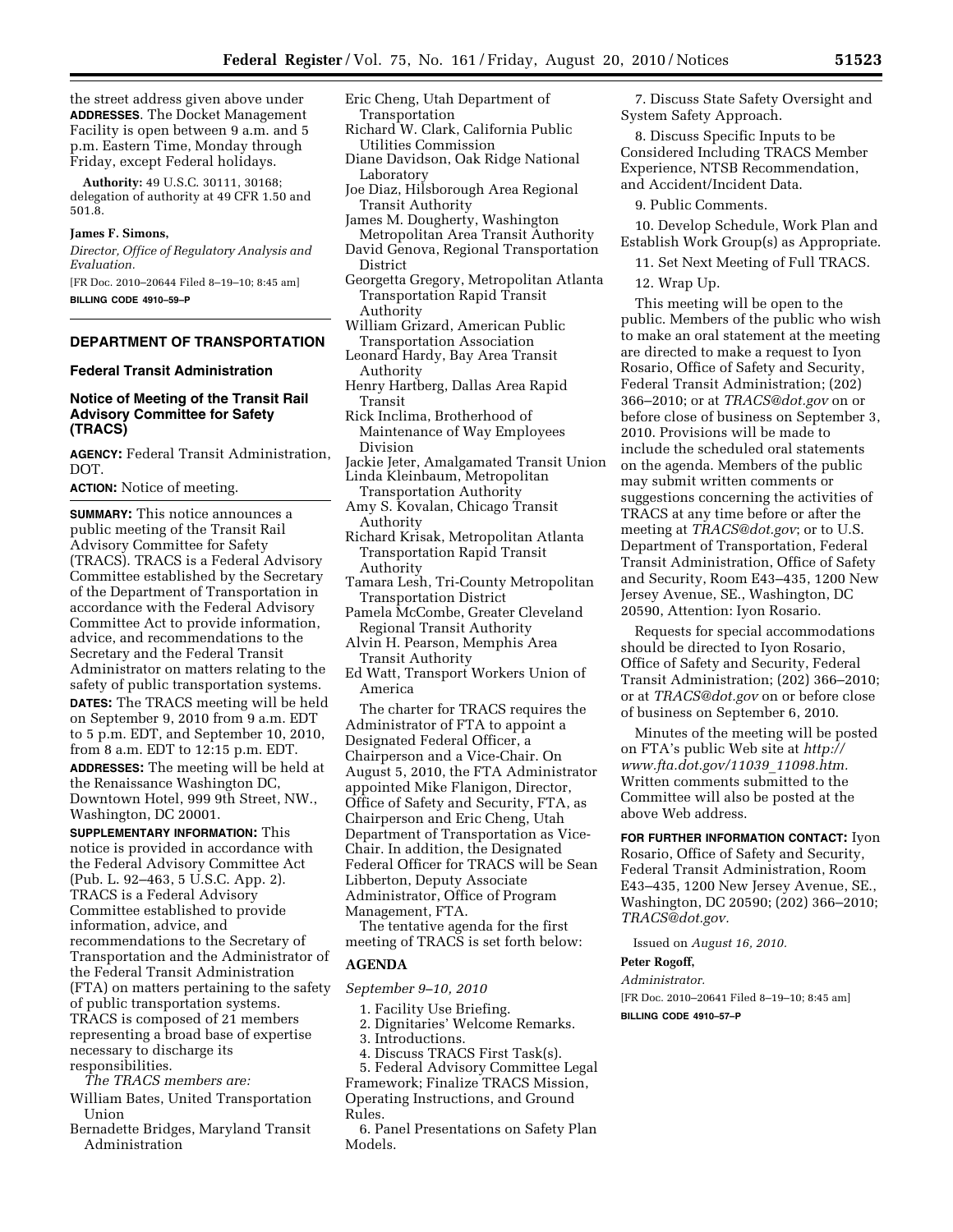the street address given above under **ADDRESSES**. The Docket Management Facility is open between 9 a.m. and 5 p.m. Eastern Time, Monday through Friday, except Federal holidays.

**Authority:** 49 U.S.C. 30111, 30168; delegation of authority at 49 CFR 1.50 and 501.8.

**James F. Simons,**

*Director, Office of Regulatory Analysis and Evaluation.*

[FR Doc. 2010–20644 Filed 8–19–10; 8:45 am]

**BILLING CODE 4910–59–P**

## DEPARTMENT OF TRANSPORTATION

### Federal Transit Administration

### Notice of Meeting of the Transit Rail Advisory Committee for Safety (TRACS)

**AGENCY:** Federal Transit Administration, DOT.

**ACTION:** Notice of meeting.

**SUMMARY:** This notice announces a public meeting of the Transit Rail Advisory Committee for Safety (TRACS). TRACS is a Federal Advisory Committee established by the Secretary of the Department of Transportation in accordance with the Federal Advisory Committee Act to provide information, advice, and recommendations to the Secretary and the Federal Transit Administrator on matters relating to the safety of public transportation systems.

**DATES:** The TRACS meeting will be held on September 9, 2010 from 9 a.m. EDT to 5 p.m. EDT, and September 10, 2010, from 8 a.m. EDT to 12:15 p.m. EDT.

**ADDRESSES:** The meeting will be held at the Renaissance Washington DC, Downtown Hotel, 999 9th Street, NW., Washington, DC 20001.

**SUPPLEMENTARY INFORMATION:** This notice is provided in accordance with the Federal Advisory Committee Act (Pub. L. 92–463, 5 U.S.C. App. 2). TRACS is a Federal Advisory Committee established to provide information, advice, and recommendations to the Secretary of Transportation and the Administrator of the Federal Transit Administration (FTA) on matters pertaining to the safety of public transportation systems. TRACS is composed of 21 members representing a broad base of expertise necessary to discharge its responsibilities.

*The TRACS members are:*

William Bates, United Transportation Union
Bernadette Bridges, Maryland Transit Administration
Eric Cheng, Utah Department of Transportation
Richard W. Clark, California Public Utilities Commission
Diane Davidson, Oak Ridge National Laboratory
Joe Diaz, Hilsborough Area Regional Transit Authority
James M. Dougherty, Washington Metropolitan Area Transit Authority
David Genova, Regional Transportation District
Georgetta Gregory, Metropolitan Atlanta Transportation Rapid Transit Authority
William Grizard, American Public Transportation Association
Leonard Hardy, Bay Area Transit Authority
Henry Hartberg, Dallas Area Rapid Transit
Rick Inclima, Brotherhood of Maintenance of Way Employees Division
Jackie Jeter, Amalgamated Transit Union
Linda Kleinbaum, Metropolitan Transportation Authority
Amy S. Kovalan, Chicago Transit Authority
Richard Krisak, Metropolitan Atlanta Transportation Rapid Transit Authority
Tamara Lesh, Tri-County Metropolitan Transportation District
Pamela McCombe, Greater Cleveland Regional Transit Authority
Alvin H. Pearson, Memphis Area Transit Authority
Ed Watt, Transport Workers Union of America

The charter for TRACS requires the Administrator of FTA to appoint a Designated Federal Officer, a Chairperson and a Vice-Chair. On August 5, 2010, the FTA Administrator appointed Mike Flanigon, Director, Office of Safety and Security, FTA, as Chairperson and Eric Cheng, Utah Department of Transportation as Vice-Chair. In addition, the Designated Federal Officer for TRACS will be Sean Libberton, Deputy Associate Administrator, Office of Program Management, FTA.

The tentative agenda for the first meeting of TRACS is set forth below:

## AGENDA

*September 9–10, 2010*

1. Facility Use Briefing.
2. Dignitaries' Welcome Remarks.
3. Introductions.
4. Discuss TRACS First Task(s).
5. Federal Advisory Committee Legal Framework; Finalize TRACS Mission, Operating Instructions, and Ground Rules.
6. Panel Presentations on Safety Plan Models.
7. Discuss State Safety Oversight and System Safety Approach.
8. Discuss Specific Inputs to be Considered Including TRACS Member Experience, NTSB Recommendation, and Accident/Incident Data.
9. Public Comments.
10. Develop Schedule, Work Plan and Establish Work Group(s) as Appropriate.
11. Set Next Meeting of Full TRACS.
12. Wrap Up.

This meeting will be open to the public. Members of the public who wish to make an oral statement at the meeting are directed to make a request to Iyon Rosario, Office of Safety and Security, Federal Transit Administration; (202) 366–2010; or at *TRACS@dot.gov* on or before close of business on September 3, 2010. Provisions will be made to include the scheduled oral statements on the agenda. Members of the public may submit written comments or suggestions concerning the activities of TRACS at any time before or after the meeting at *TRACS@dot.gov*; or to U.S. Department of Transportation, Federal Transit Administration, Office of Safety and Security, Room E43–435, 1200 New Jersey Avenue, SE., Washington, DC 20590, Attention: Iyon Rosario.

Requests for special accommodations should be directed to Iyon Rosario, Office of Safety and Security, Federal Transit Administration; (202) 366–2010; or at *TRACS@dot.gov* on or before close of business on September 6, 2010.

Minutes of the meeting will be posted on FTA's public Web site at *http://www.fta.dot.gov/11039_11098.htm.* Written comments submitted to the Committee will also be posted at the above Web address.

**FOR FURTHER INFORMATION CONTACT:** Iyon Rosario, Office of Safety and Security, Federal Transit Administration, Room E43–435, 1200 New Jersey Avenue, SE., Washington, DC 20590; (202) 366–2010; *TRACS@dot.gov.*

Issued on *August 16, 2010.*

**Peter Rogoff,**

*Administrator.*

[FR Doc. 2010–20641 Filed 8–19–10; 8:45 am]

**BILLING CODE 4910–57–P**